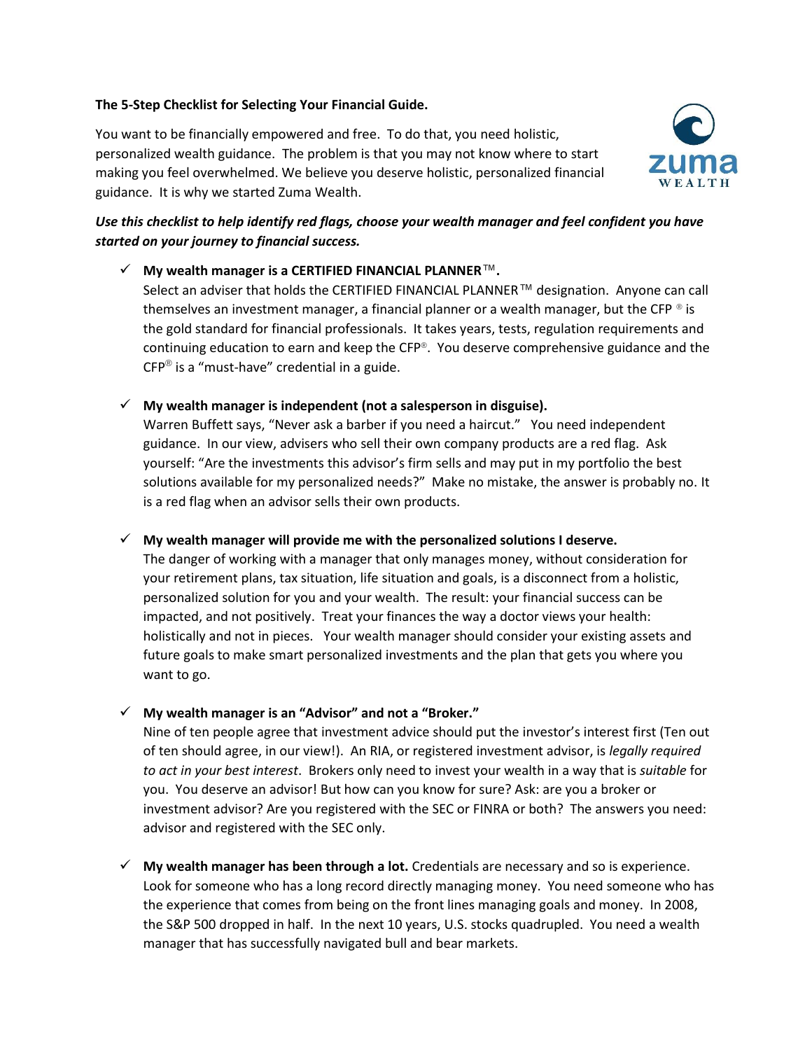**The 5-Step Checklist for Selecting Your Financial Guide.**

You want to be financially empowered and free. To do that, you need holistic, personalized wealth guidance. The problem is that you may not know where to start making you feel overwhelmed. We believe you deserve holistic, personalized financial guidance. It is why we started Zuma Wealth.

***Use this checklist to help identify red flags, choose your wealth manager and feel confident you have started on your journey to financial success.***

- ✓ **My wealth manager is a CERTIFIED FINANCIAL PLANNER™.**
  Select an adviser that holds the CERTIFIED FINANCIAL PLANNER™ designation. Anyone can call themselves an investment manager, a financial planner or a wealth manager, but the CFP ® is the gold standard for financial professionals. It takes years, tests, regulation requirements and continuing education to earn and keep the CFP®. You deserve comprehensive guidance and the CFP® is a "must-have" credential in a guide.

- ✓ **My wealth manager is independent (not a salesperson in disguise).**
  Warren Buffett says, "Never ask a barber if you need a haircut." You need independent guidance. In our view, advisers who sell their own company products are a red flag. Ask yourself: "Are the investments this advisor's firm sells and may put in my portfolio the best solutions available for my personalized needs?" Make no mistake, the answer is probably no. It is a red flag when an advisor sells their own products.

- ✓ **My wealth manager will provide me with the personalized solutions I deserve.**
  The danger of working with a manager that only manages money, without consideration for your retirement plans, tax situation, life situation and goals, is a disconnect from a holistic, personalized solution for you and your wealth. The result: your financial success can be impacted, and not positively. Treat your finances the way a doctor views your health: holistically and not in pieces. Your wealth manager should consider your existing assets and future goals to make smart personalized investments and the plan that gets you where you want to go.

- ✓ **My wealth manager is an "Advisor" and not a "Broker."**
  Nine of ten people agree that investment advice should put the investor's interest first (Ten out of ten should agree, in our view!). An RIA, or registered investment advisor, is *legally required to act in your best interest*. Brokers only need to invest your wealth in a way that is *suitable* for you. You deserve an advisor! But how can you know for sure? Ask: are you a broker or investment advisor? Are you registered with the SEC or FINRA or both? The answers you need: advisor and registered with the SEC only.

- ✓ **My wealth manager has been through a lot.** Credentials are necessary and so is experience. Look for someone who has a long record directly managing money. You need someone who has the experience that comes from being on the front lines managing goals and money. In 2008, the S&P 500 dropped in half. In the next 10 years, U.S. stocks quadrupled. You need a wealth manager that has successfully navigated bull and bear markets.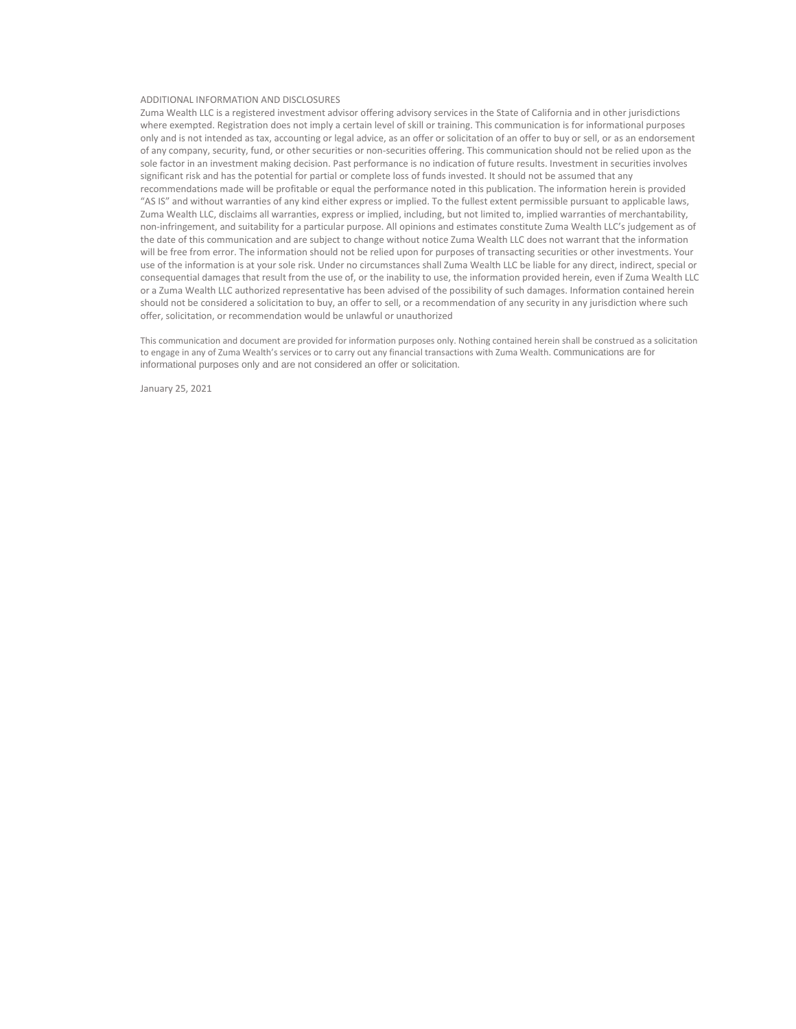ADDITIONAL INFORMATION AND DISCLOSURES

Zuma Wealth LLC is a registered investment advisor offering advisory services in the State of California and in other jurisdictions where exempted. Registration does not imply a certain level of skill or training. This communication is for informational purposes only and is not intended as tax, accounting or legal advice, as an offer or solicitation of an offer to buy or sell, or as an endorsement of any company, security, fund, or other securities or non-securities offering. This communication should not be relied upon as the sole factor in an investment making decision. Past performance is no indication of future results. Investment in securities involves significant risk and has the potential for partial or complete loss of funds invested. It should not be assumed that any recommendations made will be profitable or equal the performance noted in this publication. The information herein is provided "AS IS" and without warranties of any kind either express or implied. To the fullest extent permissible pursuant to applicable laws, Zuma Wealth LLC, disclaims all warranties, express or implied, including, but not limited to, implied warranties of merchantability, non-infringement, and suitability for a particular purpose. All opinions and estimates constitute Zuma Wealth LLC's judgement as of the date of this communication and are subject to change without notice Zuma Wealth LLC does not warrant that the information will be free from error. The information should not be relied upon for purposes of transacting securities or other investments. Your use of the information is at your sole risk. Under no circumstances shall Zuma Wealth LLC be liable for any direct, indirect, special or consequential damages that result from the use of, or the inability to use, the information provided herein, even if Zuma Wealth LLC or a Zuma Wealth LLC authorized representative has been advised of the possibility of such damages. Information contained herein should not be considered a solicitation to buy, an offer to sell, or a recommendation of any security in any jurisdiction where such offer, solicitation, or recommendation would be unlawful or unauthorized

This communication and document are provided for information purposes only. Nothing contained herein shall be construed as a solicitation to engage in any of Zuma Wealth's services or to carry out any financial transactions with Zuma Wealth. Communications are for informational purposes only and are not considered an offer or solicitation.

January 25, 2021